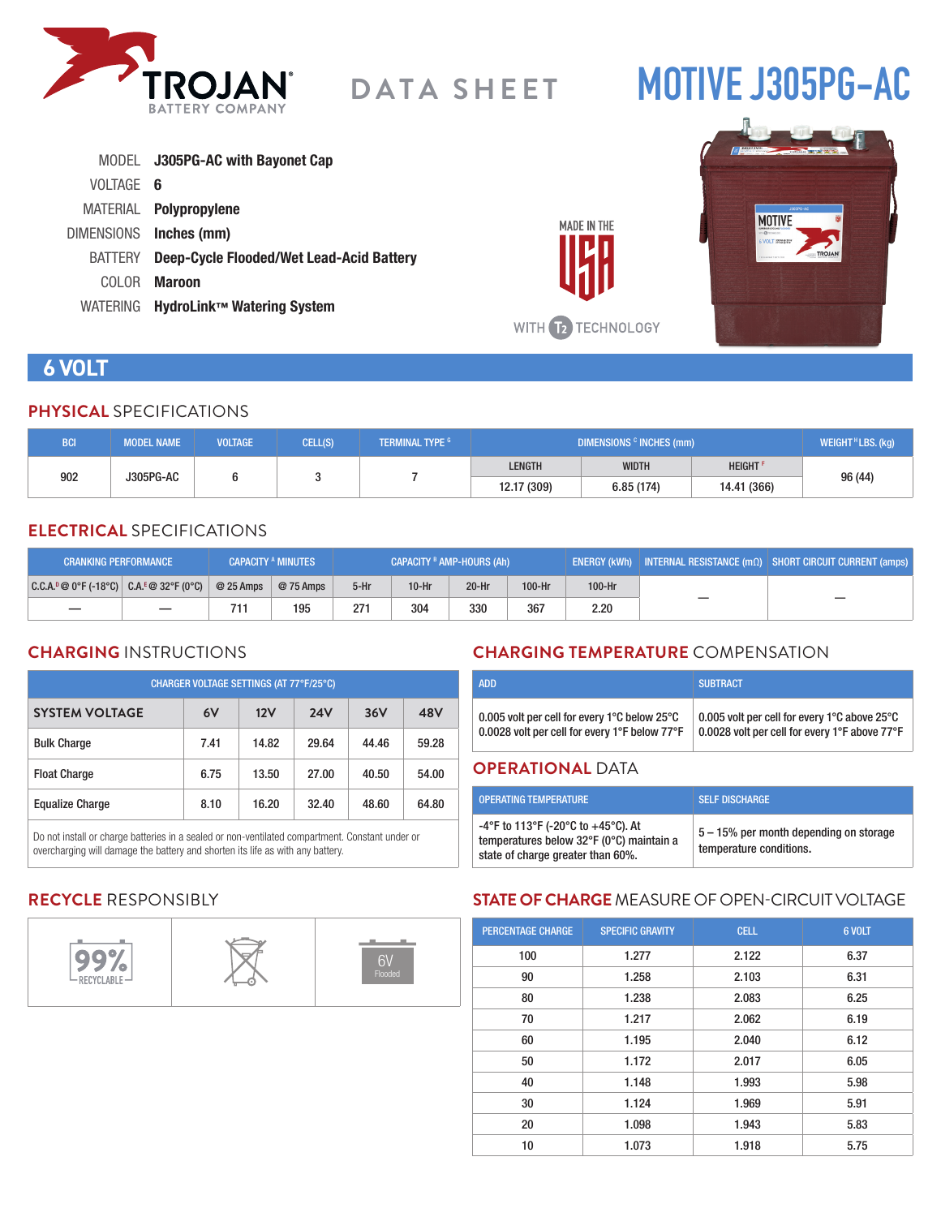# TROJAN BATTERY COMPANY

## DATA SHEET

# MOTIVE J305PG-AC

MODEL **J305PG-AC with Bayonet Cap**
VOLTAGE **6**
MATERIAL **Polypropylene**
DIMENSIONS **Inches (mm)**
BATTERY **Deep-Cycle Flooded/Wet Lead-Acid Battery**
COLOR **Maroon**
WATERING **HydroLink™ Watering System**

MADE IN THE USA

WITH T2 TECHNOLOGY

## 6 VOLT

### PHYSICAL SPECIFICATIONS

| BCI | MODEL NAME | VOLTAGE | CELL(S) | TERMINAL TYPE [G] | DIMENSIONS [C] INCHES (mm) | | | WEIGHT [H] LBS. (kg) |
|---|---|---|---|---|---|---|---|---|
| | | | | | LENGTH | WIDTH | HEIGHT [F] | |
| 902 | J305PG-AC | 6 | 3 | 7 | 12.17 (309) | 6.85 (174) | 14.41 (366) | 96 (44) |

### ELECTRICAL SPECIFICATIONS

| CRANKING PERFORMANCE | | CAPACITY [A] MINUTES | | CAPACITY [B] AMP-HOURS (Ah) | | | | ENERGY (kWh) | INTERNAL RESISTANCE (mΩ) | SHORT CIRCUIT CURRENT (amps) |
|---|---|---|---|---|---|---|---|---|---|---|
| C.C.A.[D] @ 0°F (-18°C) | C.A.[E] @ 32°F (0°C) | @ 25 Amps | @ 75 Amps | 5-Hr | 10-Hr | 20-Hr | 100-Hr | 100-Hr | | |
| — | — | 711 | 195 | 271 | 304 | 330 | 367 | 2.20 | — | — |

### CHARGING INSTRUCTIONS

| CHARGER VOLTAGE SETTINGS (AT 77°F/25°C) | | | | | |
|---|---|---|---|---|---|
| **SYSTEM VOLTAGE** | **6V** | **12V** | **24V** | **36V** | **48V** |
| Bulk Charge | 7.41 | 14.82 | 29.64 | 44.46 | 59.28 |
| Float Charge | 6.75 | 13.50 | 27.00 | 40.50 | 54.00 |
| Equalize Charge | 8.10 | 16.20 | 32.40 | 48.60 | 64.80 |

Do not install or charge batteries in a sealed or non-ventilated compartment. Constant under or overcharging will damage the battery and shorten its life as with any battery.

### CHARGING TEMPERATURE COMPENSATION

| ADD | SUBTRACT |
|---|---|
| 0.005 volt per cell for every 1°C below 25°C<br>0.0028 volt per cell for every 1°F below 77°F | 0.005 volt per cell for every 1°C above 25°C<br>0.0028 volt per cell for every 1°F above 77°F |

### OPERATIONAL DATA

| OPERATING TEMPERATURE | SELF DISCHARGE |
|---|---|
| -4°F to 113°F (-20°C to +45°C). At temperatures below 32°F (0°C) maintain a state of charge greater than 60%. | 5 – 15% per month depending on storage temperature conditions. |

### RECYCLE RESPONSIBLY

99% RECYCLABLE

6V Flooded

### STATE OF CHARGE MEASURE OF OPEN-CIRCUIT VOLTAGE

| PERCENTAGE CHARGE | SPECIFIC GRAVITY | CELL | 6 VOLT |
|---|---|---|---|
| 100 | 1.277 | 2.122 | 6.37 |
| 90 | 1.258 | 2.103 | 6.31 |
| 80 | 1.238 | 2.083 | 6.25 |
| 70 | 1.217 | 2.062 | 6.19 |
| 60 | 1.195 | 2.040 | 6.12 |
| 50 | 1.172 | 2.017 | 6.05 |
| 40 | 1.148 | 1.993 | 5.98 |
| 30 | 1.124 | 1.969 | 5.91 |
| 20 | 1.098 | 1.943 | 5.83 |
| 10 | 1.073 | 1.918 | 5.75 |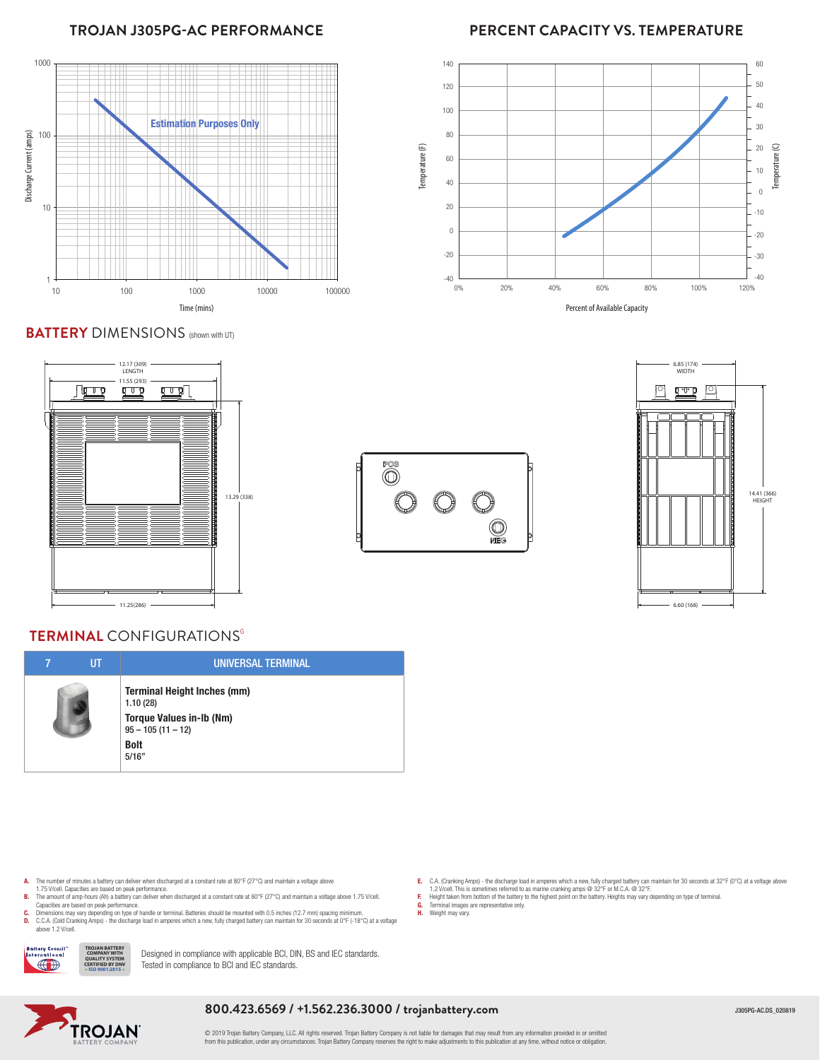## TROJAN J305PG-AC PERFORMANCE

Estimation Purposes Only

Discharge Current (amps)

1000
100
10
1

10
100
1000
10000
100000

Time (mins)

## PERCENT CAPACITY VS. TEMPERATURE

Temperature (F)

140
120
100
80
60
40
20
0
-20
-40

Temperature (C)

60
50
40
30
20
10
0
-10
-20
-30
-40

0%
20%
40%
60%
80%
100%
120%

Percent of Available Capacity

## BATTERY DIMENSIONS (shown with UT)

12.17 (309)
LENGTH
11.55 (293)
13.29 (338)
11.25(286)

POS
NEG

6.85 (174)
WIDTH
14.41 (366)
HEIGHT
6.60 (168)

## TERMINAL CONFIGURATIONS[G]

| 7 | UT | UNIVERSAL TERMINAL |
| --- | --- | --- |
| | | **Terminal Height Inches (mm)**<br>1.10 (28)<br>**Torque Values in-lb (Nm)**<br>95 – 105 (11 – 12)<br>**Bolt**<br>5/16" |

**A.** The number of minutes a battery can deliver when discharged at a constant rate at 80°F (27°C) and maintain a voltage above 1.75 V/cell. Capacities are based on peak performance.

**B.** The amount of amp-hours (Ah) a battery can deliver when discharged at a constant rate at 80°F (27°C) and maintain a voltage above 1.75 V/cell. Capacities are based on peak performance.

**C.** Dimensions may vary depending on type of handle or terminal. Batteries should be mounted with 0.5 inches (12.7 mm) spacing minimum.

**D.** C.C.A. (Cold Cranking Amps) - the discharge load in amperes which a new, fully charged battery can maintain for 30 seconds at 0°F (-18°C) at a voltage above 1.2 V/cell.

**E.** C.A. (Cranking Amps) - the discharge load in amperes which a new, fully charged battery can maintain for 30 seconds at 32°F (0°C) at a voltage above 1.2 V/cell. This is sometimes referred to as marine cranking amps @ 32°F or M.C.A. @ 32°F.

**F.** Height taken from bottom of the battery to the highest point on the battery. Heights may vary depending on type of terminal.

**G.** Terminal images are representative only.

**H.** Weight may vary.

Battery Council International

TROJAN BATTERY COMPANY WITH QUALITY SYSTEM CERTIFIED BY DNV = ISO 9001:2015 =

Designed in compliance with applicable BCI, DIN, BS and IEC standards.
Tested in compliance to BCI and IEC standards.

TROJAN BATTERY COMPANY

**800.423.6569 / +1.562.236.3000 / trojanbattery.com**

J305PG-AC.DS_020819

© 2019 Trojan Battery Company, LLC. All rights reserved. Trojan Battery Company is not liable for damages that may result from any information provided in or omitted from this publication, under any circumstances. Trojan Battery Company reserves the right to make adjustments to this publication at any time, without notice or obligation.